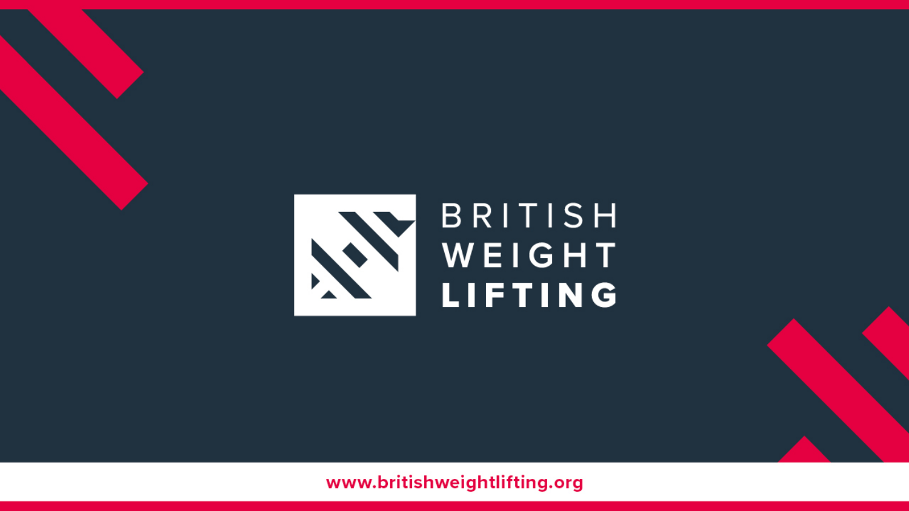# BRITISH WEIGHT LIFTING

www.britishweightlifting.org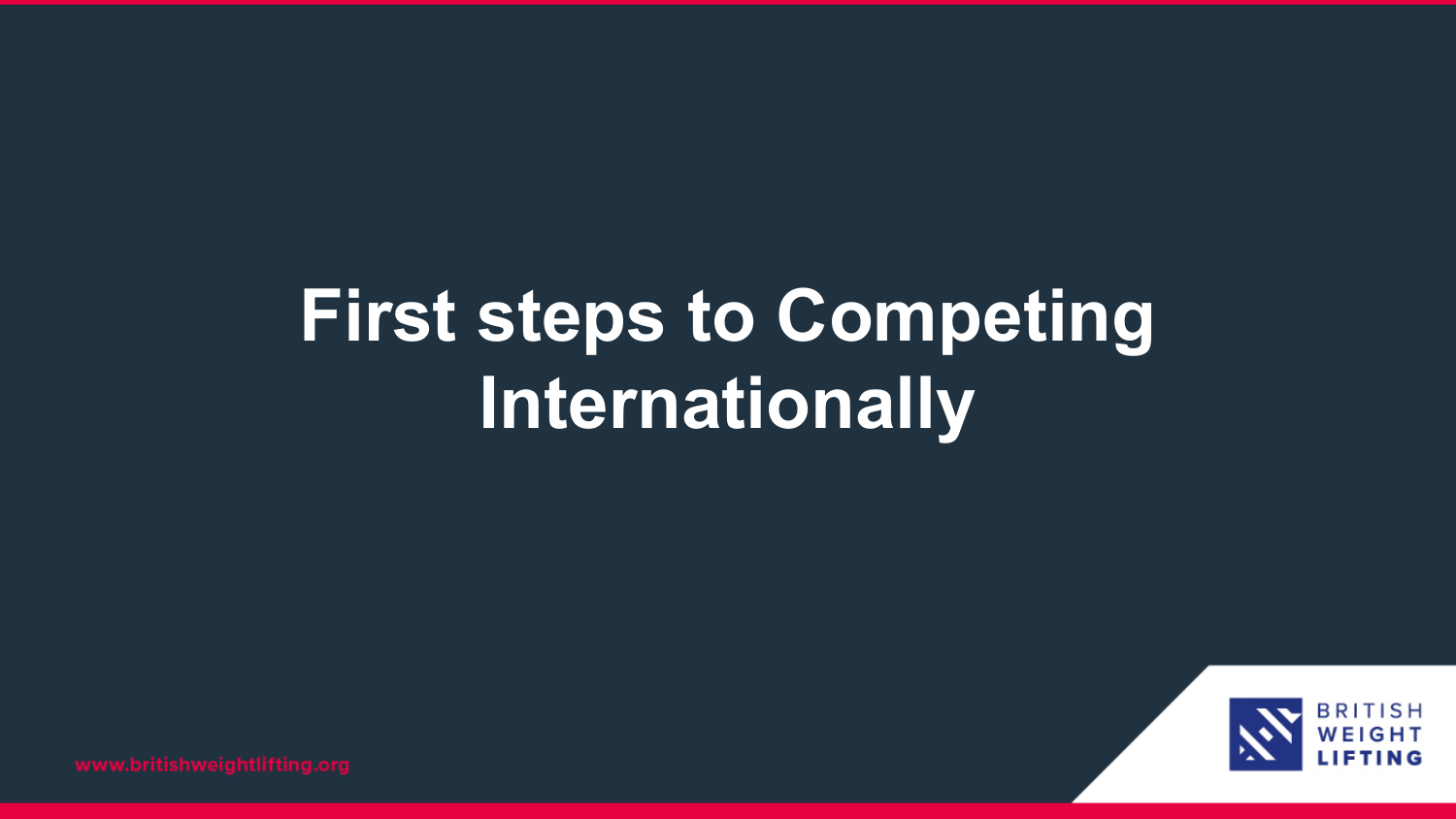# First steps to Competing Internationally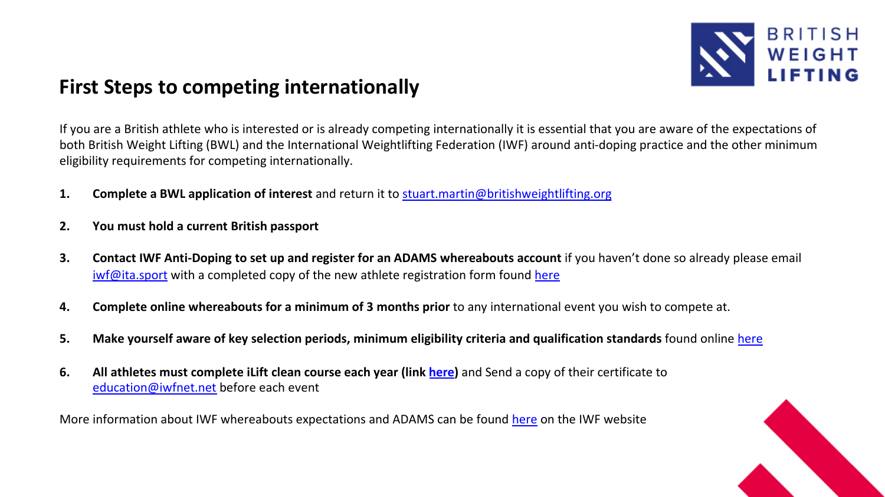## First Steps to competing internationally

If you are a British athlete who is interested or is already competing internationally it is essential that you are aware of the expectations of both British Weight Lifting (BWL) and the International Weightlifting Federation (IWF) around anti-doping practice and the other minimum eligibility requirements for competing internationally.

1. **Complete a BWL application of interest** and return it to stuart.martin@britishweightlifting.org

2. **You must hold a current British passport**

3. **Contact IWF Anti-Doping to set up and register for an ADAMS whereabouts account** if you haven't done so already please email iwf@ita.sport with a completed copy of the new athlete registration form found here

4. **Complete online whereabouts for a minimum of 3 months prior** to any international event you wish to compete at.

5. **Make yourself aware of key selection periods, minimum eligibility criteria and qualification standards** found online here

6. **All athletes must complete iLift clean course each year (link here)** and Send a copy of their certificate to education@iwfnet.net before each event

More information about IWF whereabouts expectations and ADAMS can be found here on the IWF website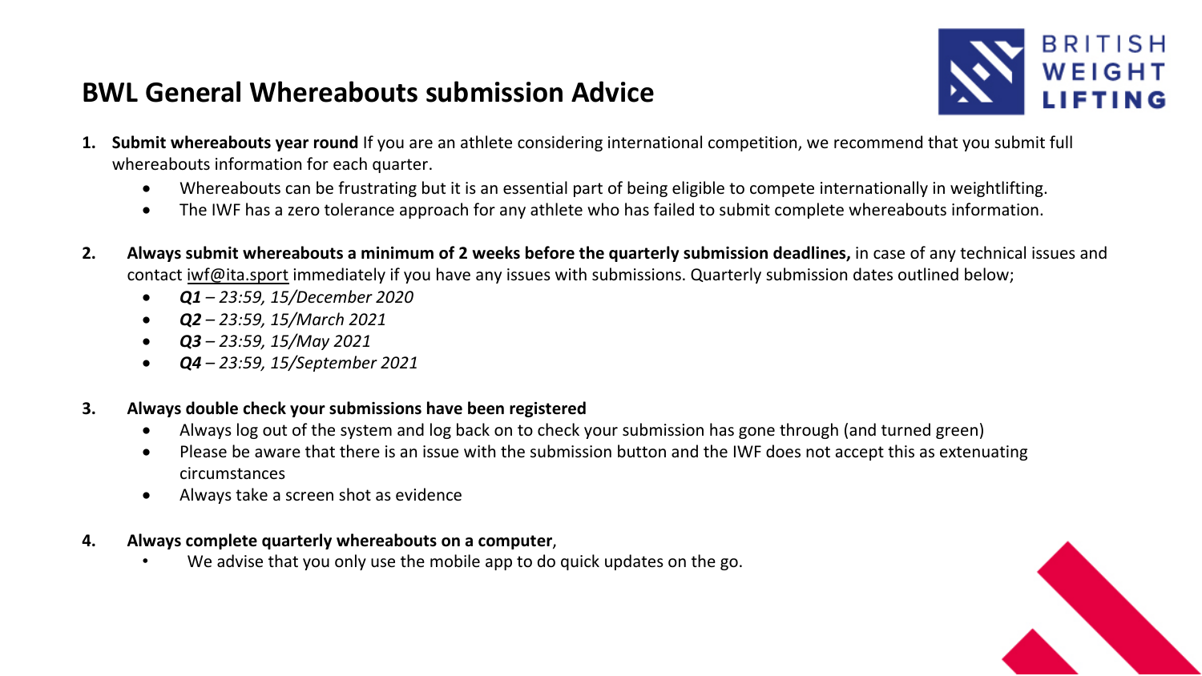## BWL General Whereabouts submission Advice

1. **Submit whereabouts year round** If you are an athlete considering international competition, we recommend that you submit full whereabouts information for each quarter.
   - Whereabouts can be frustrating but it is an essential part of being eligible to compete internationally in weightlifting.
   - The IWF has a zero tolerance approach for any athlete who has failed to submit complete whereabouts information.

2. **Always submit whereabouts a minimum of 2 weeks before the quarterly submission deadlines,** in case of any technical issues and contact iwf@ita.sport immediately if you have any issues with submissions. Quarterly submission dates outlined below;
   - ***Q1*** *– 23:59, 15/December 2020*
   - ***Q2*** *– 23:59, 15/March 2021*
   - ***Q3*** *– 23:59, 15/May 2021*
   - ***Q4*** *– 23:59, 15/September 2021*

3. **Always double check your submissions have been registered**
   - Always log out of the system and log back on to check your submission has gone through (and turned green)
   - Please be aware that there is an issue with the submission button and the IWF does not accept this as extenuating circumstances
   - Always take a screen shot as evidence

4. **Always complete quarterly whereabouts on a computer**,
   - We advise that you only use the mobile app to do quick updates on the go.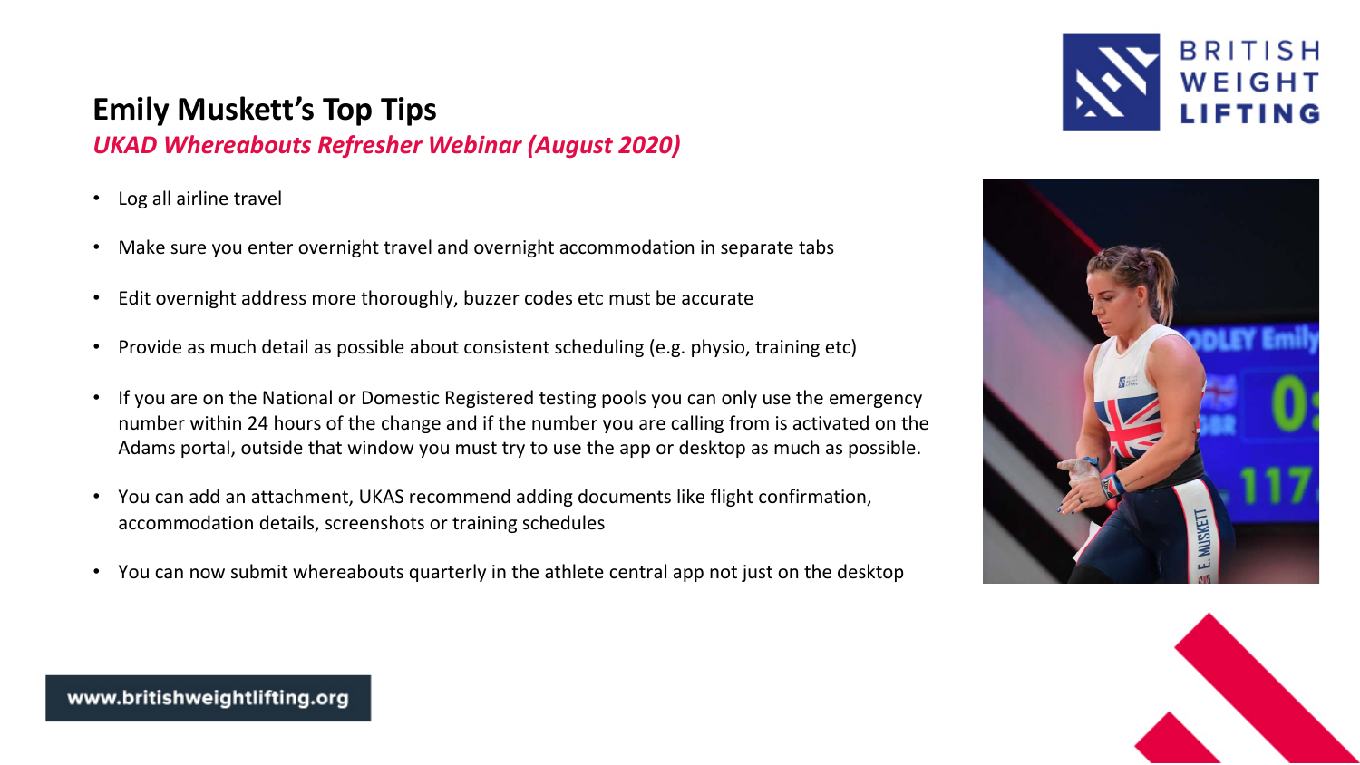## Emily Muskett's Top Tips

*UKAD Whereabouts Refresher Webinar (August 2020)*

- Log all airline travel
- Make sure you enter overnight travel and overnight accommodation in separate tabs
- Edit overnight address more thoroughly, buzzer codes etc must be accurate
- Provide as much detail as possible about consistent scheduling (e.g. physio, training etc)
- If you are on the National or Domestic Registered testing pools you can only use the emergency number within 24 hours of the change and if the number you are calling from is activated on the Adams portal, outside that window you must try to use the app or desktop as much as possible.
- You can add an attachment, UKAS recommend adding documents like flight confirmation, accommodation details, screenshots or training schedules
- You can now submit whereabouts quarterly in the athlete central app not just on the desktop

www.britishweightlifting.org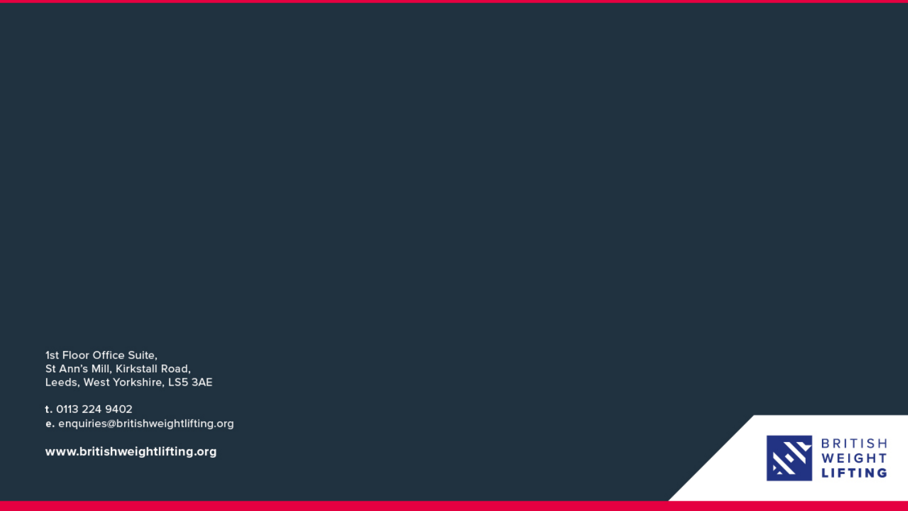1st Floor Office Suite,
St Ann's Mill, Kirkstall Road,
Leeds, West Yorkshire, LS5 3AE

**t.** 0113 224 9402
**e.** enquiries@britishweightlifting.org

**www.britishweightlifting.org**

BRITISH
WEIGHT
LIFTING